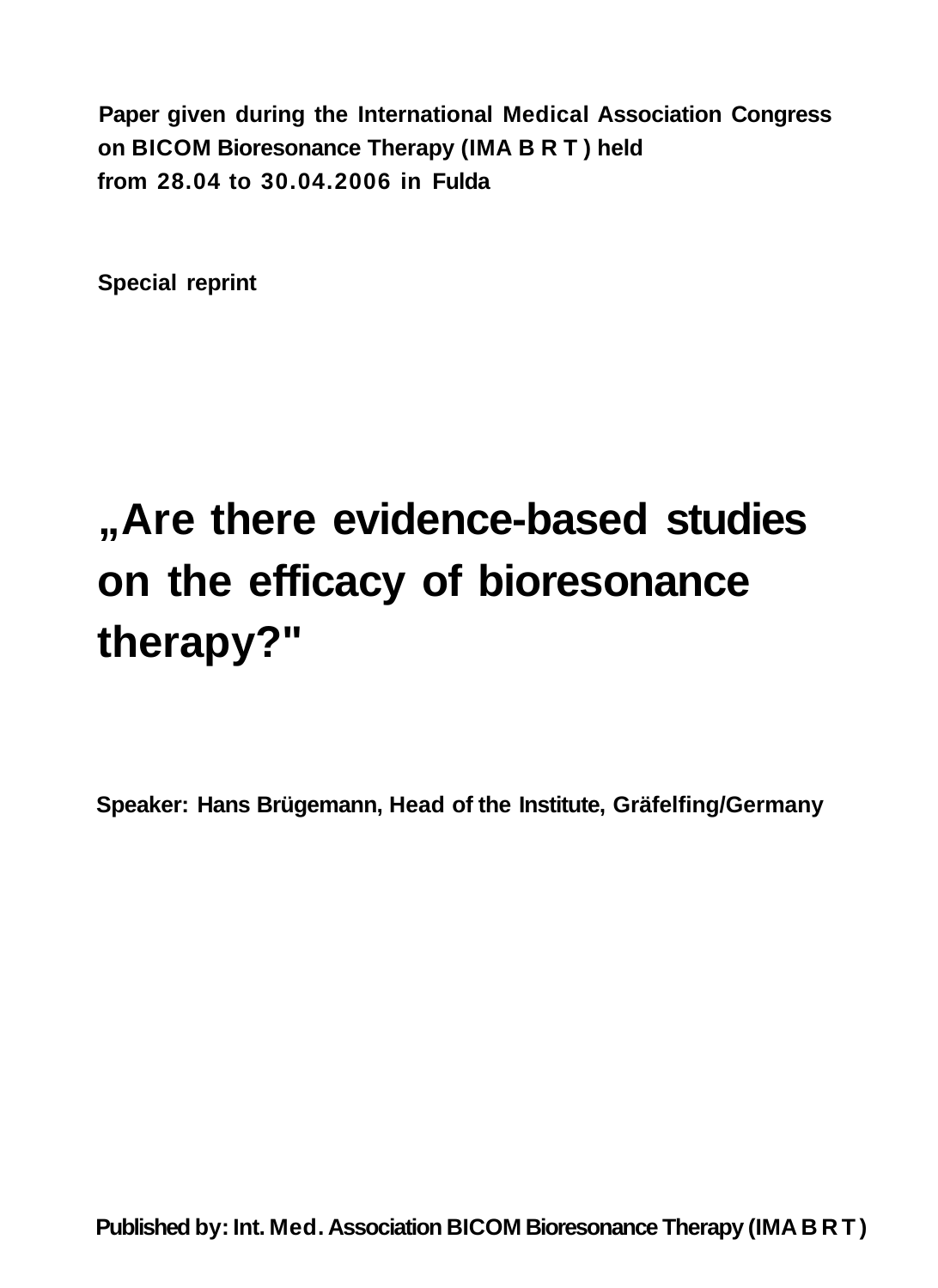**Paper given during the International Medical Association Congress on BICOM Bioresonance Therapy (IMA B R T ) held from 28.04 to 30.04.2006 in Fulda**

**Special reprint**

# „Are there evidence-based studies on the efficacy of bioresonance therapy?"

**Speaker: Hans Brügemann, Head of the Institute, Gräfelfing/Germany**

**Published by: Int. Med. Association BICOM Bioresonance Therapy (IMA B R T )**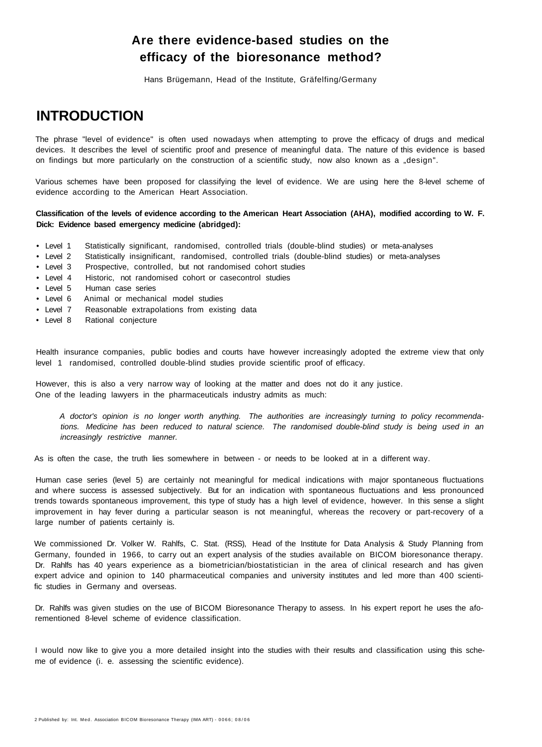# Are there evidence-based studies on the efficacy of the bioresonance method?

Hans Brügemann, Head of the Institute, Gräfelfing/Germany

## INTRODUCTION

The phrase "level of evidence" is often used nowadays when attempting to prove the efficacy of drugs and medical devices. It describes the level of scientific proof and presence of meaningful data. The nature of this evidence is based on findings but more particularly on the construction of a scientific study, now also known as a „design".

Various schemes have been proposed for classifying the level of evidence. We are using here the 8-level scheme of evidence according to the American Heart Association.

**Classification of the levels of evidence according to the American Heart Association (AHA), modified according to W. F. Dick: Evidence based emergency medicine (abridged):**

- Level 1 Statistically significant, randomised, controlled trials (double-blind studies) or meta-analyses
- Level 2 Statistically insignificant, randomised, controlled trials (double-blind studies) or meta-analyses
- Level 3 Prospective, controlled, but not randomised cohort studies
- Level 4 Historic, not randomised cohort or casecontrol studies
- Level 5 Human case series
- Level 6 Animal or mechanical model studies
- Level 7 Reasonable extrapolations from existing data
- Level 8 Rational conjecture

Health insurance companies, public bodies and courts have however increasingly adopted the extreme view that only level 1 randomised, controlled double-blind studies provide scientific proof of efficacy.

However, this is also a very narrow way of looking at the matter and does not do it any justice. One of the leading lawyers in the pharmaceuticals industry admits as much:

> *A doctor's opinion is no longer worth anything. The authorities are increasingly turning to policy recommendations. Medicine has been reduced to natural science. The randomised double-blind study is being used in an increasingly restrictive manner.*

As is often the case, the truth lies somewhere in between - or needs to be looked at in a different way.

Human case series (level 5) are certainly not meaningful for medical indications with major spontaneous fluctuations and where success is assessed subjectively. But for an indication with spontaneous fluctuations and less pronounced trends towards spontaneous improvement, this type of study has a high level of evidence, however. In this sense a slight improvement in hay fever during a particular season is not meaningful, whereas the recovery or part-recovery of a large number of patients certainly is.

We commissioned Dr. Volker W. Rahlfs, C. Stat. (RSS), Head of the Institute for Data Analysis & Study Planning from Germany, founded in 1966, to carry out an expert analysis of the studies available on BICOM bioresonance therapy. Dr. Rahlfs has 40 years experience as a biometrician/biostatistician in the area of clinical research and has given expert advice and opinion to 140 pharmaceutical companies and university institutes and led more than 400 scientific studies in Germany and overseas.

Dr. Rahlfs was given studies on the use of BICOM Bioresonance Therapy to assess. In his expert report he uses the aforementioned 8-level scheme of evidence classification.

I would now like to give you a more detailed insight into the studies with their results and classification using this scheme of evidence (i. e. assessing the scientific evidence).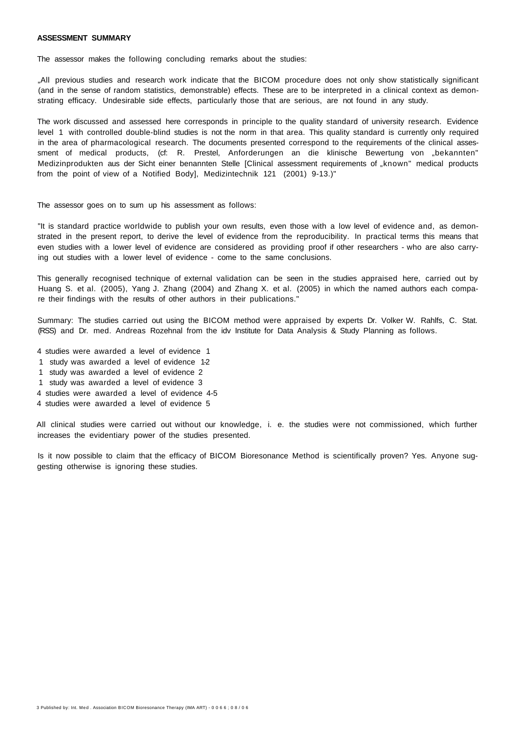**ASSESSMENT SUMMARY**

The assessor makes the following concluding remarks about the studies:

„All previous studies and research work indicate that the BICOM procedure does not only show statistically significant (and in the sense of random statistics, demonstrable) effects. These are to be interpreted in a clinical context as demonstrating efficacy. Undesirable side effects, particularly those that are serious, are not found in any study.

The work discussed and assessed here corresponds in principle to the quality standard of university research. Evidence level 1 with controlled double-blind studies is not the norm in that area. This quality standard is currently only required in the area of pharmacological research. The documents presented correspond to the requirements of the clinical assessment of medical products, (cf: R. Prestel, Anforderungen an die klinische Bewertung von „bekannten" Medizinprodukten aus der Sicht einer benannten Stelle [Clinical assessment requirements of „known" medical products from the point of view of a Notified Body], Medizintechnik 121 (2001) 9-13.)"

The assessor goes on to sum up his assessment as follows:

"It is standard practice worldwide to publish your own results, even those with a low level of evidence and, as demonstrated in the present report, to derive the level of evidence from the reproducibility. In practical terms this means that even studies with a lower level of evidence are considered as providing proof if other researchers - who are also carrying out studies with a lower level of evidence - come to the same conclusions.

This generally recognised technique of external validation can be seen in the studies appraised here, carried out by Huang S. et al. (2005), Yang J. Zhang (2004) and Zhang X. et al. (2005) in which the named authors each compare their findings with the results of other authors in their publications."

Summary: The studies carried out using the BICOM method were appraised by experts Dr. Volker W. Rahlfs, C. Stat. (RSS) and Dr. med. Andreas Rozehnal from the idv Institute for Data Analysis & Study Planning as follows.

4 studies were awarded a level of evidence 1
1 study was awarded a level of evidence 1-2
1 study was awarded a level of evidence 2
1 study was awarded a level of evidence 3
4 studies were awarded a level of evidence 4-5
4 studies were awarded a level of evidence 5

All clinical studies were carried out without our knowledge, i. e. the studies were not commissioned, which further increases the evidentiary power of the studies presented.

Is it now possible to claim that the efficacy of BICOM Bioresonance Method is scientifically proven? Yes. Anyone suggesting otherwise is ignoring these studies.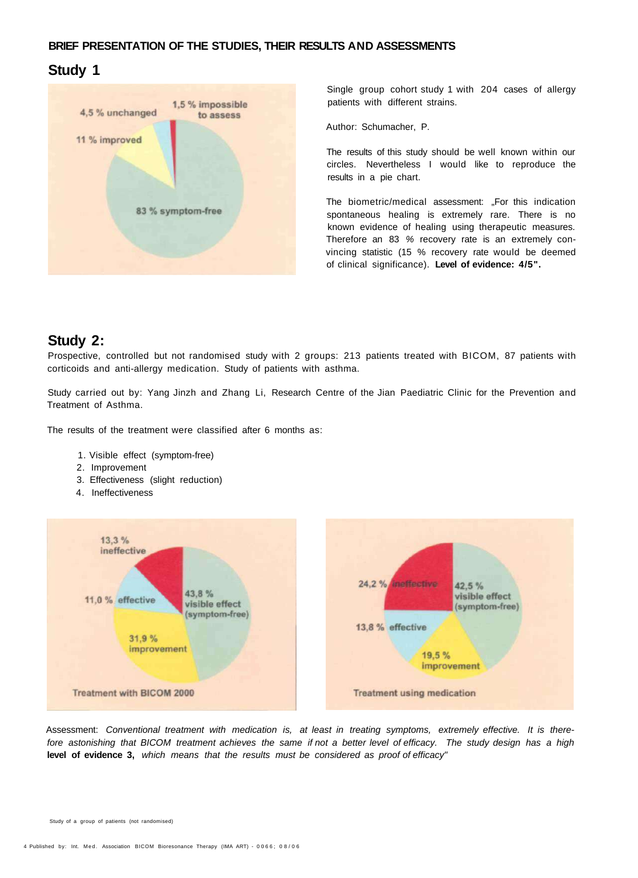**BRIEF PRESENTATION OF THE STUDIES, THEIR RESULTS AND ASSESSMENTS**

## Study 1

4,5 % unchanged

1,5 % impossible to assess

11 % improved

83 % symptom-free

Single group cohort study 1 with 204 cases of allergy patients with different strains.

Author: Schumacher, P.

The results of this study should be well known within our circles. Nevertheless I would like to reproduce the results in a pie chart.

The biometric/medical assessment: „For this indication spontaneous healing is extremely rare. There is no known evidence of healing using therapeutic measures. Therefore an 83 % recovery rate is an extremely convincing statistic (15 % recovery rate would be deemed of clinical significance). **Level of evidence: 4/5".**

## Study 2:

Prospective, controlled but not randomised study with 2 groups: 213 patients treated with BICOM, 87 patients with corticoids and anti-allergy medication. Study of patients with asthma.

Study carried out by: Yang Jinzh and Zhang Li, Research Centre of the Jian Paediatric Clinic for the Prevention and Treatment of Asthma.

The results of the treatment were classified after 6 months as:

1. Visible effect (symptom-free)
2. Improvement
3. Effectiveness (slight reduction)
4. Ineffectiveness

13,3 % ineffective

11,0 % effective

43,8 % visible effect (symptom-free)

31,9 % improvement

Treatment with BICOM 2000

24,2 % ineffective

42,5 % visible effect (symptom-free)

13,8 % effective

19,5 % improvement

Treatment using medication

Assessment: *Conventional treatment with medication is, at least in treating symptoms, extremely effective. It is therefore astonishing that BICOM treatment achieves the same if not a better level of efficacy. The study design has a high* **level of evidence 3,** *which means that the results must be considered as proof of efficacy"*

Study of a group of patients (not randomised)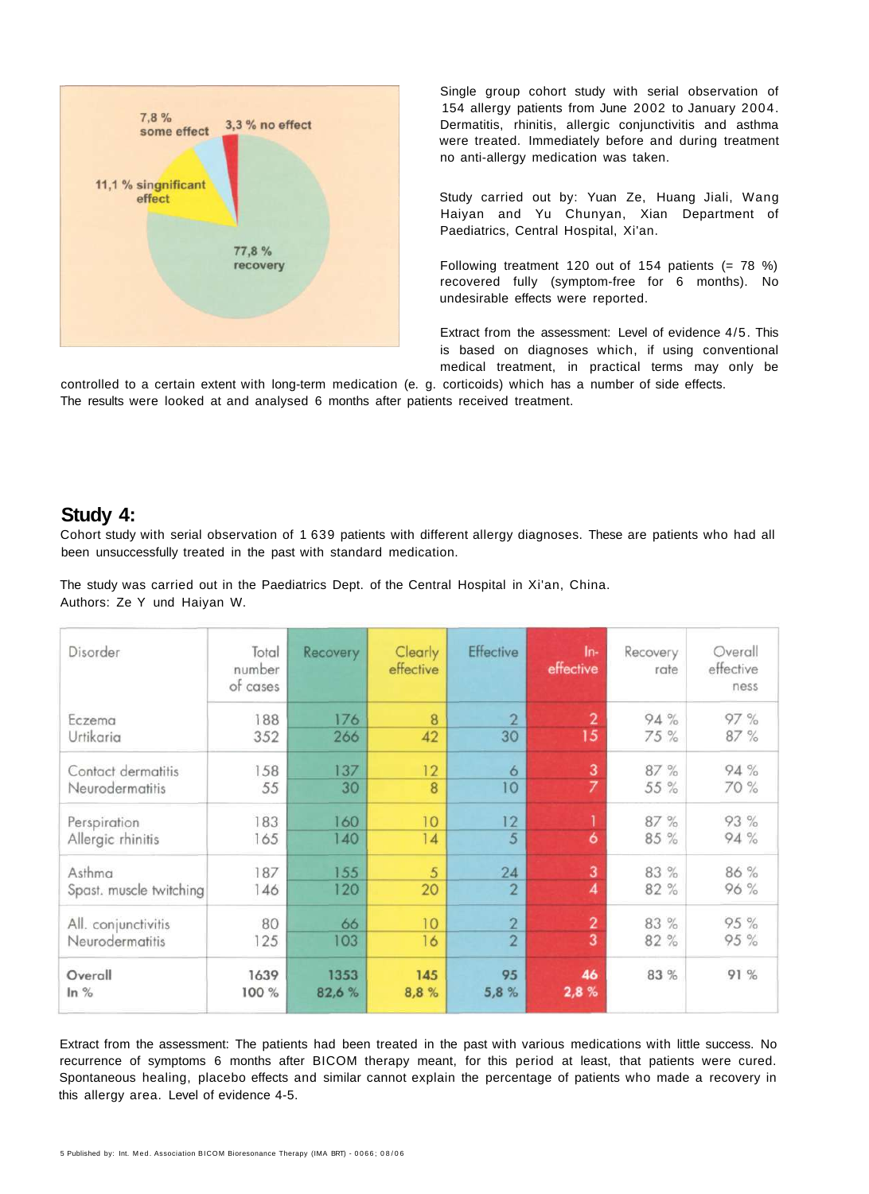7,8 % some effect

3,3 % no effect

11,1 % singnificant effect

77,8 % recovery

Single group cohort study with serial observation of 154 allergy patients from June 2002 to January 2004. Dermatitis, rhinitis, allergic conjunctivitis and asthma were treated. Immediately before and during treatment no anti-allergy medication was taken.

Study carried out by: Yuan Ze, Huang Jiali, Wang Haiyan and Yu Chunyan, Xian Department of Paediatrics, Central Hospital, Xi'an.

Following treatment 120 out of 154 patients (= 78 %) recovered fully (symptom-free for 6 months). No undesirable effects were reported.

Extract from the assessment: Level of evidence 4/5. This is based on diagnoses which, if using conventional medical treatment, in practical terms may only be controlled to a certain extent with long-term medication (e. g. corticoids) which has a number of side effects. The results were looked at and analysed 6 months after patients received treatment.

## Study 4:

Cohort study with serial observation of 1 639 patients with different allergy diagnoses. These are patients who had all been unsuccessfully treated in the past with standard medication.

The study was carried out in the Paediatrics Dept. of the Central Hospital in Xi'an, China.
Authors: Ze Y und Haiyan W.

| Disorder | Total number of cases | Recovery | Clearly effective | Effective | In-effective | Recovery rate | Overall effectiveness |
|---|---|---|---|---|---|---|---|
| Eczema | 188 | 176 | 8 | 2 | 2 | 94 % | 97 % |
| Urtikaria | 352 | 266 | 42 | 30 | 15 | 75 % | 87 % |
| Contact dermatitis | 158 | 137 | 12 | 6 | 3 | 87 % | 94 % |
| Neurodermatitis | 55 | 30 | 8 | 10 | 7 | 55 % | 70 % |
| Perspiration | 183 | 160 | 10 | 12 | 1 | 87 % | 93 % |
| Allergic rhinitis | 165 | 140 | 14 | 5 | 6 | 85 % | 94 % |
| Asthma | 187 | 155 | 5 | 24 | 3 | 83 % | 86 % |
| Spast. muscle twitching | 146 | 120 | 20 | 2 | 4 | 82 % | 96 % |
| All. conjunctivitis | 80 | 66 | 10 | 2 | 2 | 83 % | 95 % |
| Neurodermatitis | 125 | 103 | 16 | 2 | 3 | 82 % | 95 % |
| **Overall** | **1639** | **1353** | **145** | **95** | **46** | **83 %** | **91 %** |
| **In %** | **100 %** | **82,6 %** | **8,8 %** | **5,8 %** | **2,8 %** | | |

Extract from the assessment: The patients had been treated in the past with various medications with little success. No recurrence of symptoms 6 months after BICOM therapy meant, for this period at least, that patients were cured. Spontaneous healing, placebo effects and similar cannot explain the percentage of patients who made a recovery in this allergy area. Level of evidence 4-5.

Published by: Int. Med. Association BICOM Bioresonance Therapy (IMA BRT) - 0066; 08/06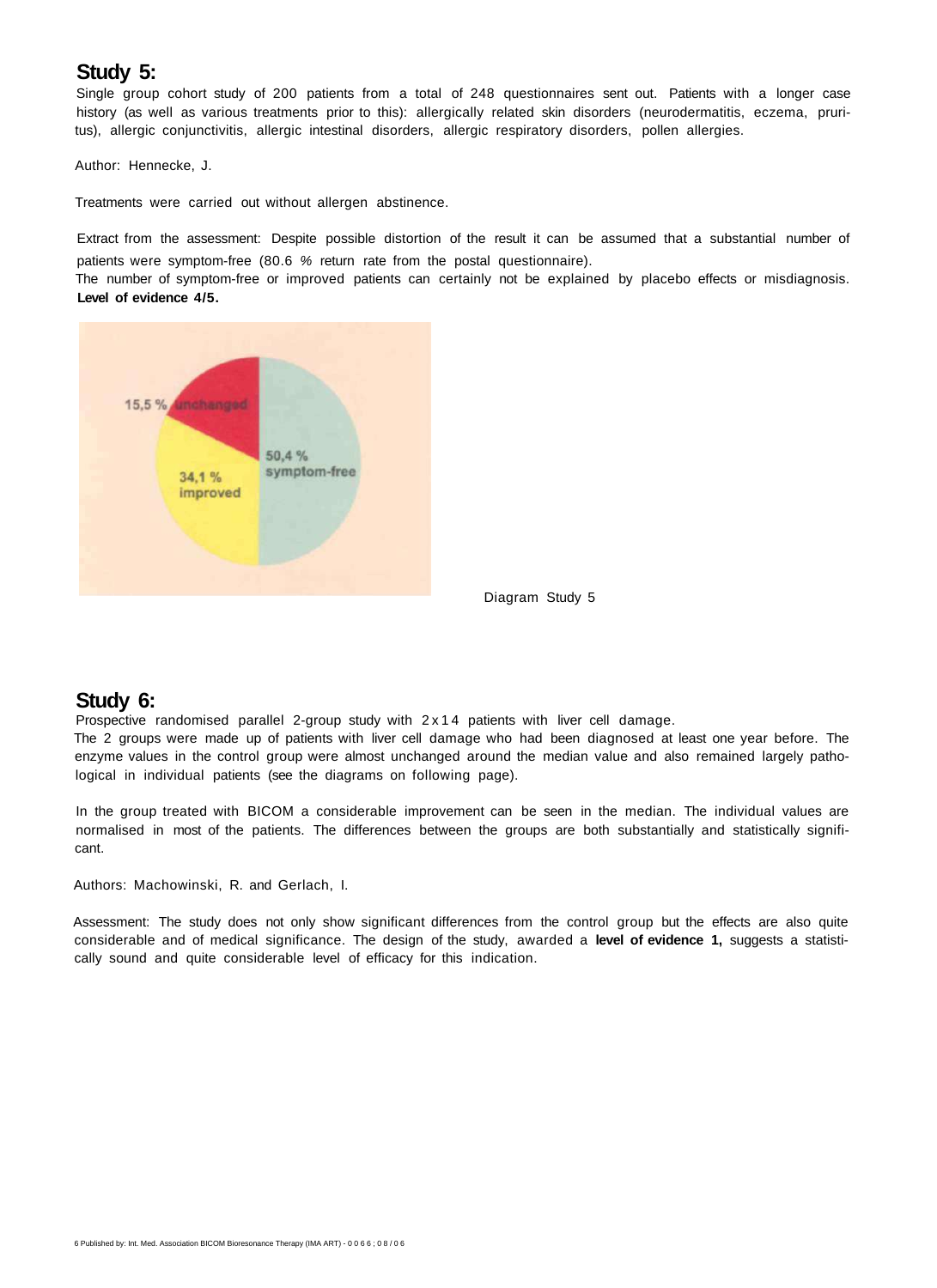## Study 5:

Single group cohort study of 200 patients from a total of 248 questionnaires sent out. Patients with a longer case history (as well as various treatments prior to this): allergically related skin disorders (neurodermatitis, eczema, pruritus), allergic conjunctivitis, allergic intestinal disorders, allergic respiratory disorders, pollen allergies.

Author: Hennecke, J.

Treatments were carried out without allergen abstinence.

Extract from the assessment: Despite possible distortion of the result it can be assumed that a substantial number of patients were symptom-free (80.6 % return rate from the postal questionnaire).
The number of symptom-free or improved patients can certainly not be explained by placebo effects or misdiagnosis. **Level of evidence 4/5.**

15,5 % unchanged

34,1 % improved

50,4 % symptom-free

Diagram Study 5

## Study 6:

Prospective randomised parallel 2-group study with 2 x 14 patients with liver cell damage.
The 2 groups were made up of patients with liver cell damage who had been diagnosed at least one year before. The enzyme values in the control group were almost unchanged around the median value and also remained largely pathological in individual patients (see the diagrams on following page).

In the group treated with BICOM a considerable improvement can be seen in the median. The individual values are normalised in most of the patients. The differences between the groups are both substantially and statistically significant.

Authors: Machowinski, R. and Gerlach, I.

Assessment: The study does not only show significant differences from the control group but the effects are also quite considerable and of medical significance. The design of the study, awarded a **level of evidence 1,** suggests a statistically sound and quite considerable level of efficacy for this indication.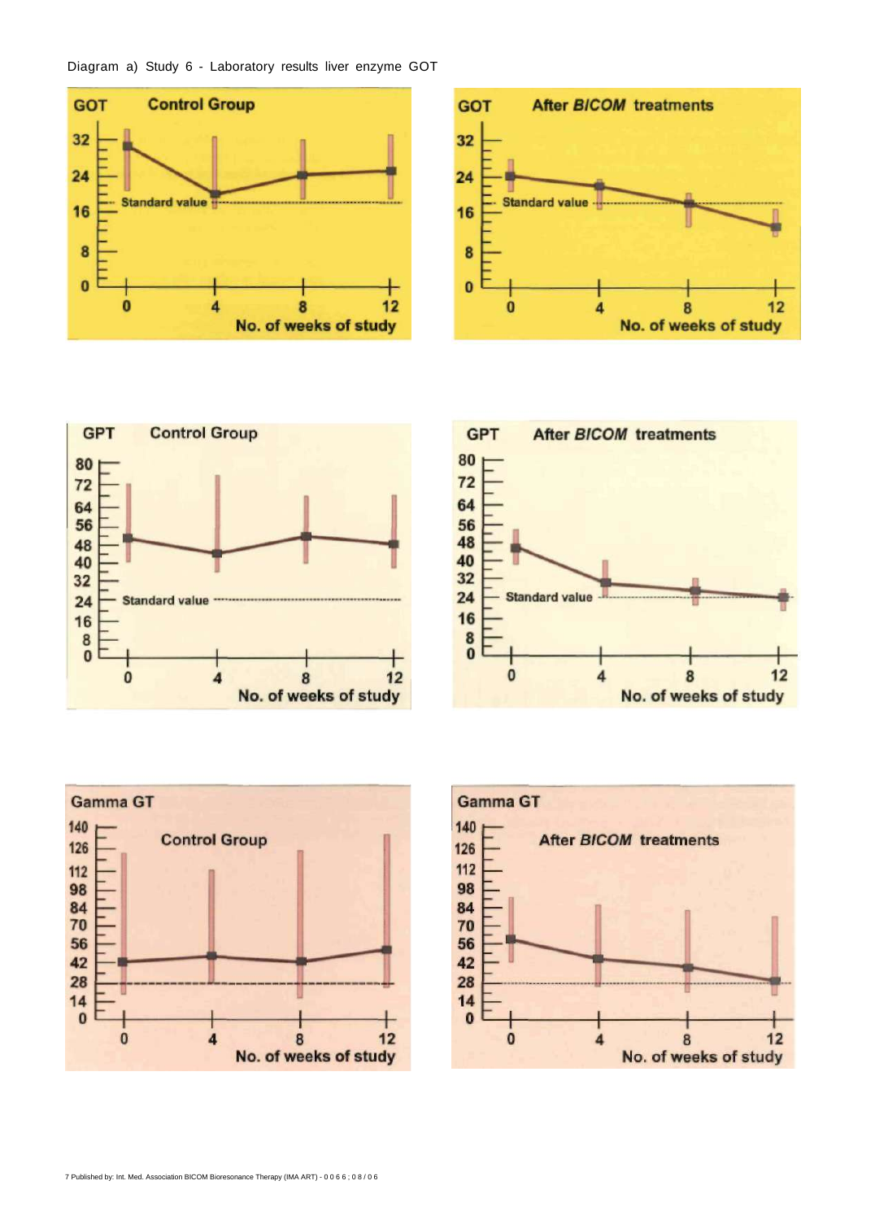Diagram a) Study 6 - Laboratory results liver enzyme GOT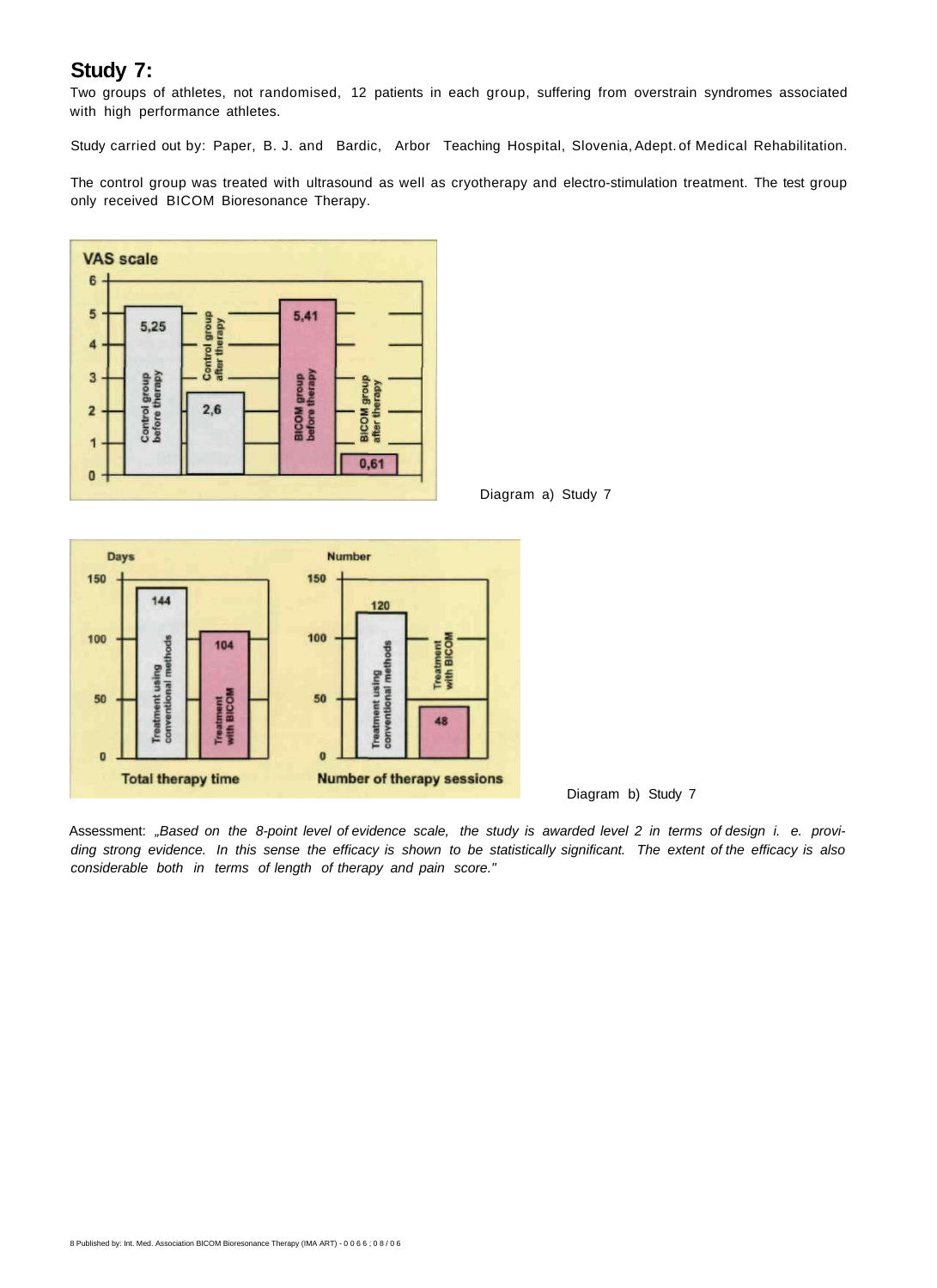## Study 7:

Two groups of athletes, not randomised, 12 patients in each group, suffering from overstrain syndromes associated with high performance athletes.

Study carried out by: Paper, B. J. and Bardic, Arbor Teaching Hospital, Slovenia, Adept. of Medical Rehabilitation.

The control group was treated with ultrasound as well as cryotherapy and electro-stimulation treatment. The test group only received BICOM Bioresonance Therapy.

Diagram a) Study 7

Diagram b) Study 7

Assessment: *„Based on the 8-point level of evidence scale, the study is awarded level 2 in terms of design i. e. providing strong evidence. In this sense the efficacy is shown to be statistically significant. The extent of the efficacy is also considerable both in terms of length of therapy and pain score."*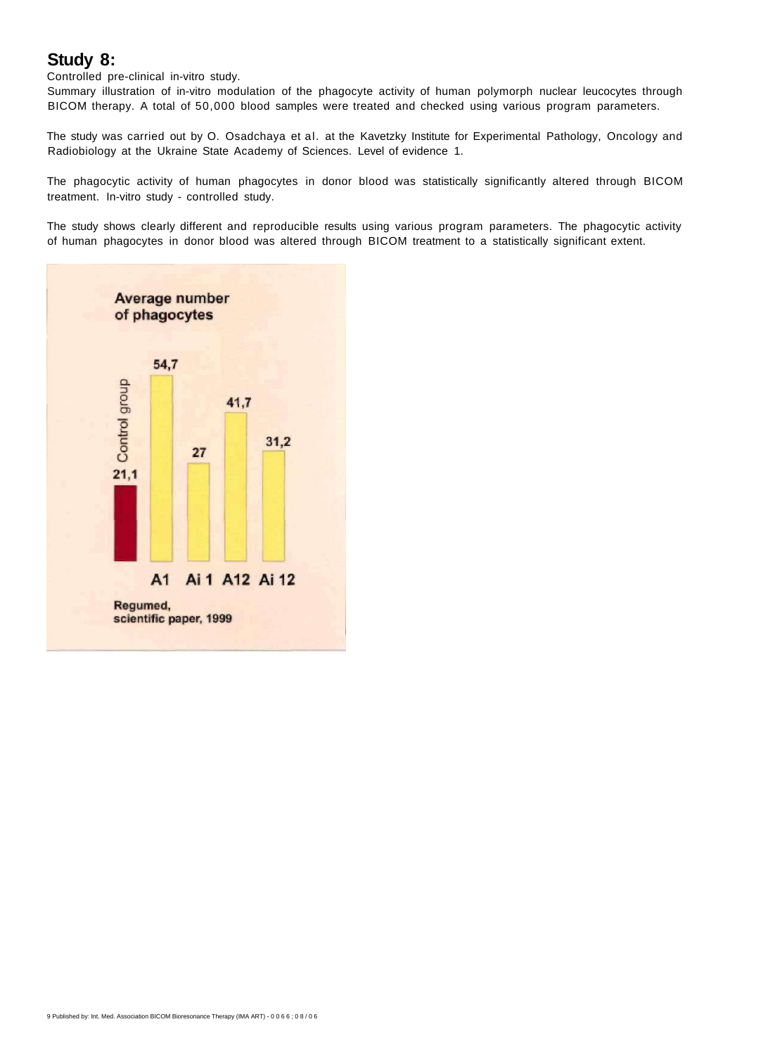## Study 8:

Controlled pre-clinical in-vitro study.

Summary illustration of in-vitro modulation of the phagocyte activity of human polymorph nuclear leucocytes through BICOM therapy. A total of 50,000 blood samples were treated and checked using various program parameters.

The study was carried out by O. Osadchaya et al. at the Kavetzky Institute for Experimental Pathology, Oncology and Radiobiology at the Ukraine State Academy of Sciences. Level of evidence 1.

The phagocytic activity of human phagocytes in donor blood was statistically significantly altered through BICOM treatment. In-vitro study - controlled study.

The study shows clearly different and reproducible results using various program parameters. The phagocytic activity of human phagocytes in donor blood was altered through BICOM treatment to a statistically significant extent.

**Average number of phagocytes**

| Control group | A1 | Ai 1 | A12 | Ai 12 |
|---|---|---|---|---|
| 21,1 | 54,7 | 27 | 41,7 | 31,2 |

**Regumed, scientific paper, 1999**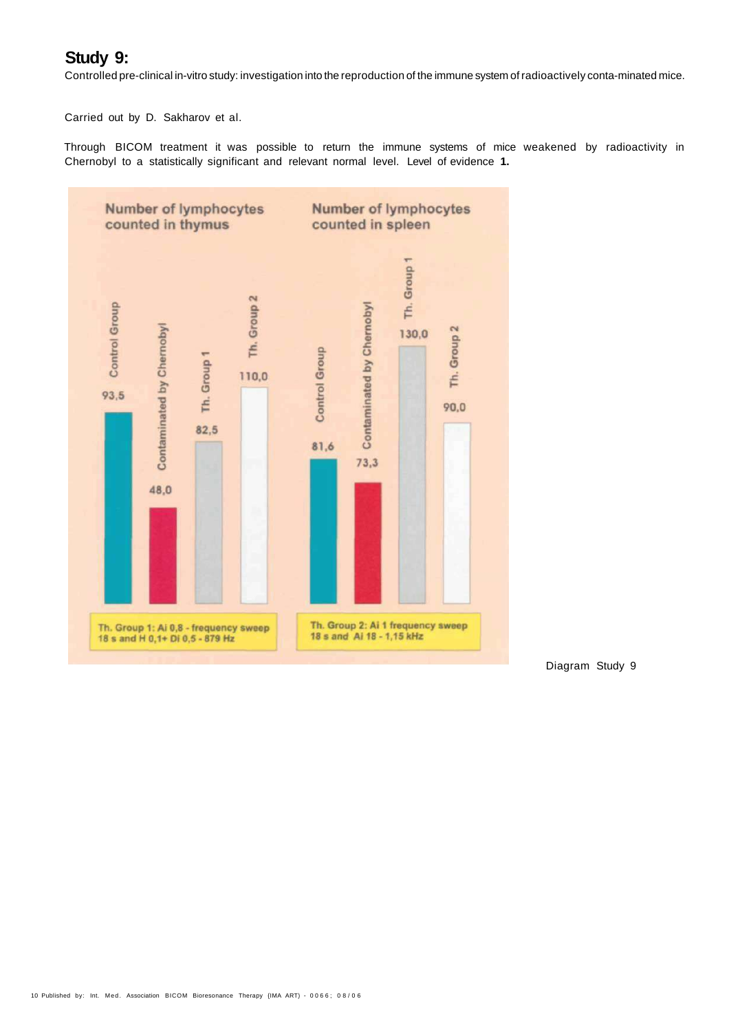## Study 9:

Controlled pre-clinical in-vitro study: investigation into the reproduction of the immune system of radioactively conta-minated mice.

Carried out by D. Sakharov et al.

Through BICOM treatment it was possible to return the immune systems of mice weakened by radioactivity in Chernobyl to a statistically significant and relevant normal level. Level of evidence **1.**

| | Control Group | Contaminated by Chernobyl | Th. Group 1 | Th. Group 2 |
|---|---|---|---|---|
| Number of lymphocytes counted in thymus | 93,5 | 48,0 | 82,5 | 110,0 |
| Number of lymphocytes counted in spleen | 81,6 | 73,3 | 130,0 | 90,0 |

Th. Group 1: Ai 0,8 - frequency sweep 18 s and H 0,1+ Di 0,5 - 879 Hz

Th. Group 2: Ai 1 frequency sweep 18 s and Ai 18 - 1,15 kHz

Diagram Study 9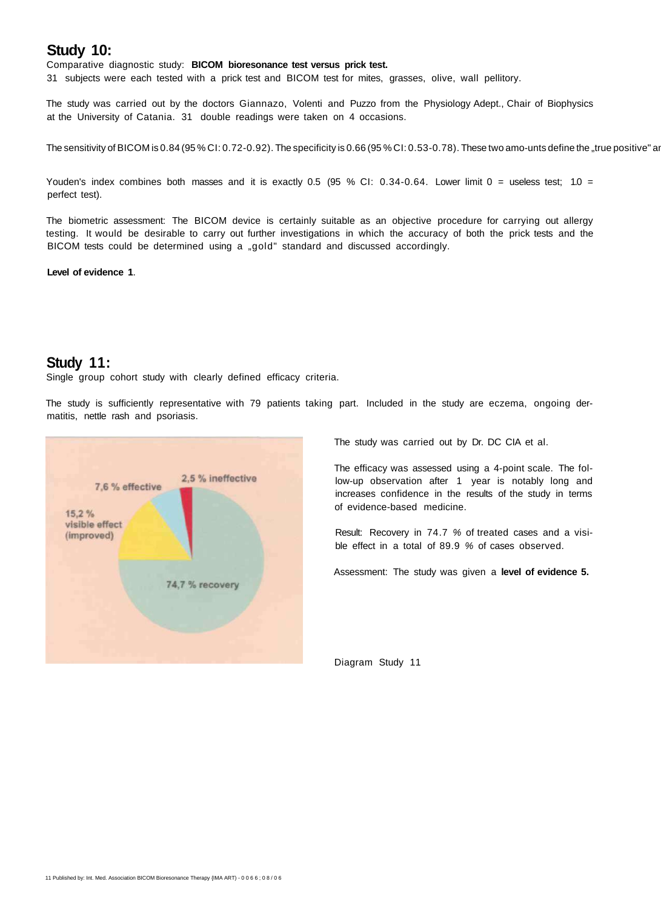## Study 10:

Comparative diagnostic study: **BICOM bioresonance test versus prick test.**

31 subjects were each tested with a prick test and BICOM test for mites, grasses, olive, wall pellitory.

The study was carried out by the doctors Giannazo, Volenti and Puzzo from the Physiology Adept., Chair of Biophysics at the University of Catania. 31 double readings were taken on 4 occasions.

The sensitivity of BICOM is 0.84 (95 % CI: 0.72-0.92). The specificity is 0.66 (95 % CI: 0.53-0.78). These two amo-unts define the „true positive" ar

Youden's index combines both masses and it is exactly 0.5 (95 % CI: 0.34-0.64. Lower limit 0 = useless test; 1.0 = perfect test).

The biometric assessment: The BICOM device is certainly suitable as an objective procedure for carrying out allergy testing. It would be desirable to carry out further investigations in which the accuracy of both the prick tests and the BICOM tests could be determined using a „gold" standard and discussed accordingly.

**Level of evidence 1**.

## Study 11:

Single group cohort study with clearly defined efficacy criteria.

The study is sufficiently representative with 79 patients taking part. Included in the study are eczema, ongoing dermatitis, nettle rash and psoriasis.

7,6 % effective

2,5 % ineffective

15,2 % visible effect (improved)

74,7 % recovery

The study was carried out by Dr. DC CIA et al.

The efficacy was assessed using a 4-point scale. The follow-up observation after 1 year is notably long and increases confidence in the results of the study in terms of evidence-based medicine.

Result: Recovery in 74.7 % of treated cases and a visible effect in a total of 89.9 % of cases observed.

Assessment: The study was given a **level of evidence 5.**

Diagram Study 11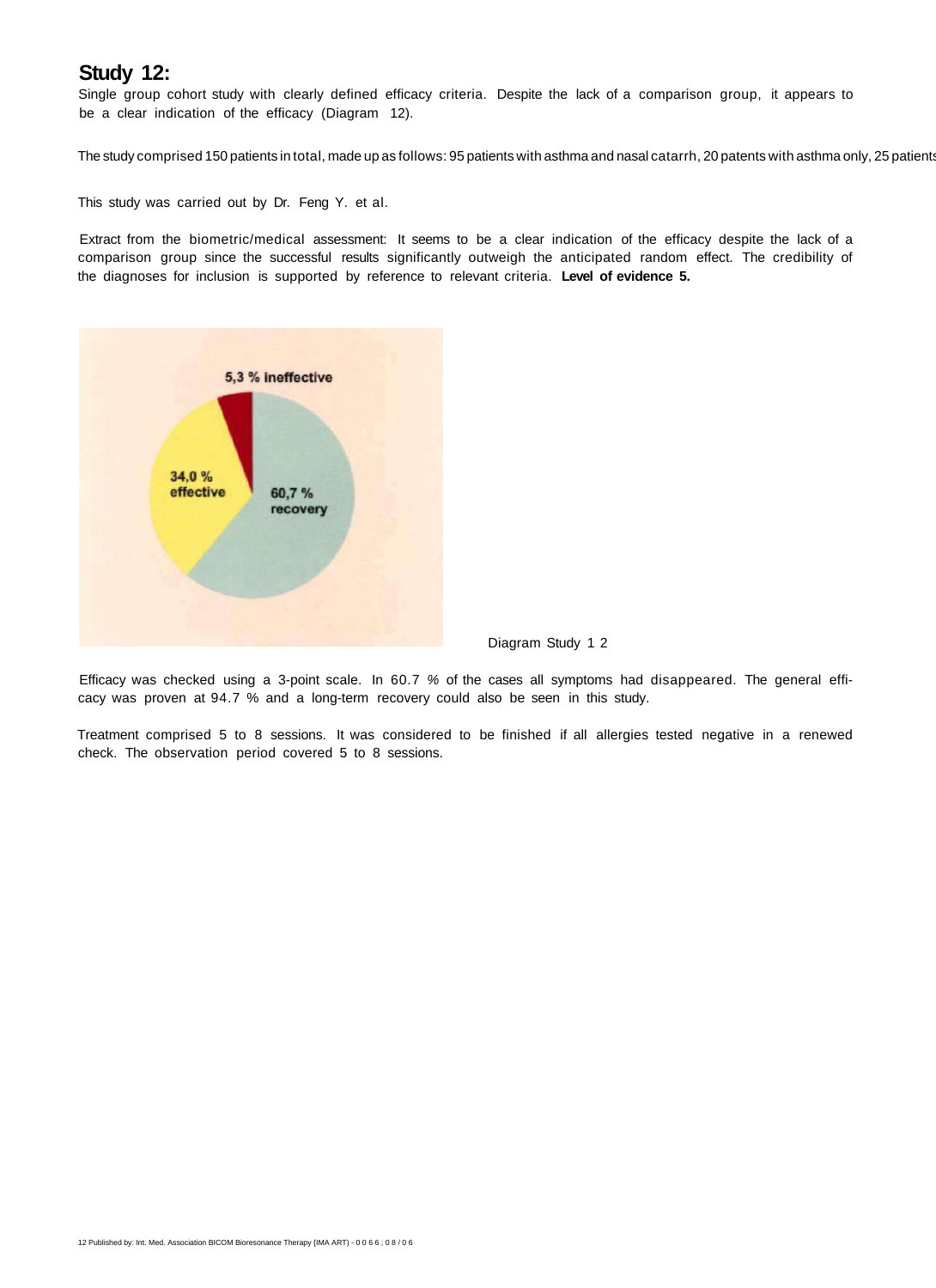## Study 12:

Single group cohort study with clearly defined efficacy criteria. Despite the lack of a comparison group, it appears to be a clear indication of the efficacy (Diagram 12).

The study comprised 150 patients in total, made up as follows: 95 patients with asthma and nasal catarrh, 20 patents with asthma only, 25 patients

This study was carried out by Dr. Feng Y. et al.

Extract from the biometric/medical assessment: It seems to be a clear indication of the efficacy despite the lack of a comparison group since the successful results significantly outweigh the anticipated random effect. The credibility of the diagnoses for inclusion is supported by reference to relevant criteria. **Level of evidence 5.**

5,3 % ineffective

34,0 % effective

60,7 % recovery

Diagram Study 1 2

Efficacy was checked using a 3-point scale. In 60.7 % of the cases all symptoms had disappeared. The general efficacy was proven at 94.7 % and a long-term recovery could also be seen in this study.

Treatment comprised 5 to 8 sessions. It was considered to be finished if all allergies tested negative in a renewed check. The observation period covered 5 to 8 sessions.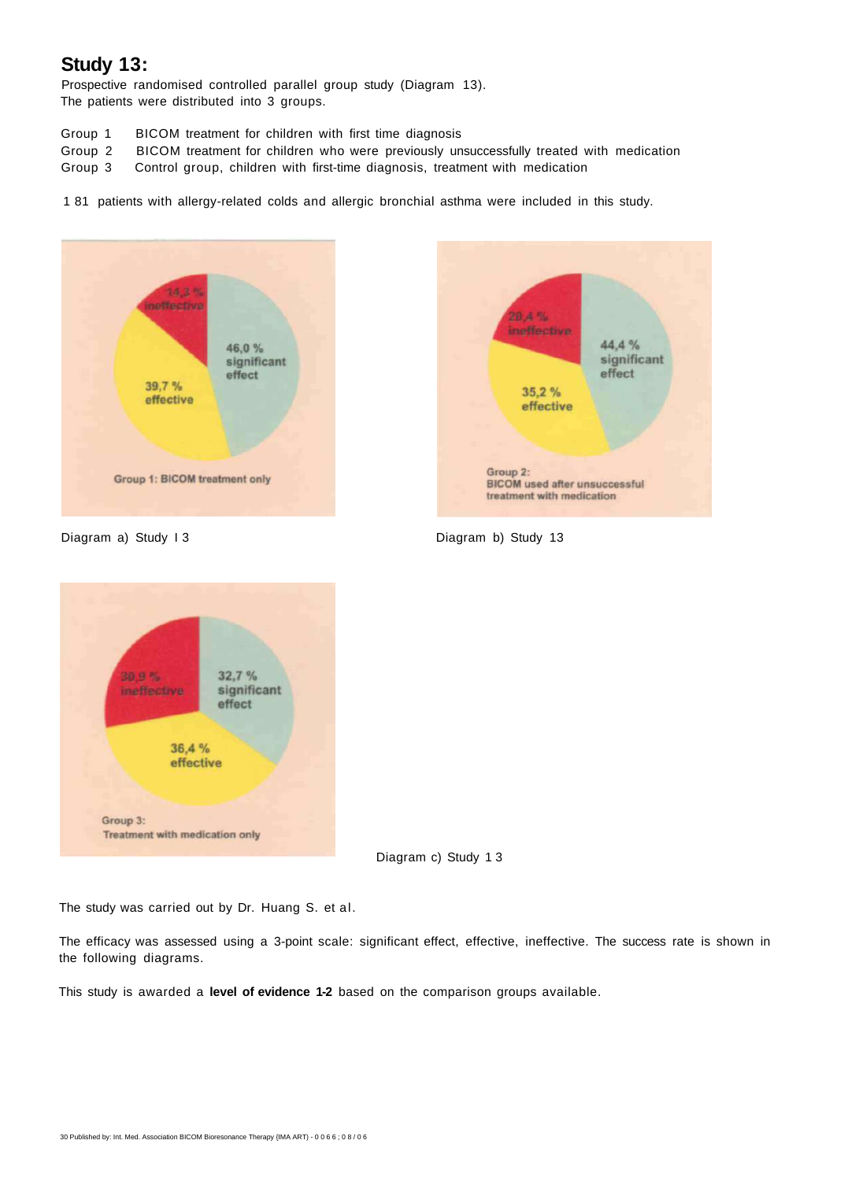## Study 13:

Prospective randomised controlled parallel group study (Diagram 13).
The patients were distributed into 3 groups.

Group 1 BICOM treatment for children with first time diagnosis
Group 2 BICOM treatment for children who were previously unsuccessfully treated with medication
Group 3 Control group, children with first-time diagnosis, treatment with medication

1 81 patients with allergy-related colds and allergic bronchial asthma were included in this study.

14,3 % ineffective
46,0 % significant effect
39,7 % effective
Group 1: BICOM treatment only

Diagram a) Study I 3

20,4 % ineffective
44,4 % significant effect
35,2 % effective
Group 2: BICOM used after unsuccessful treatment with medication

Diagram b) Study 13

30,9 % ineffective
32,7 % significant effect
36,4 % effective
Group 3: Treatment with medication only

Diagram c) Study 1 3

The study was carried out by Dr. Huang S. et al.

The efficacy was assessed using a 3-point scale: significant effect, effective, ineffective. The success rate is shown in the following diagrams.

This study is awarded a **level of evidence 1-2** based on the comparison groups available.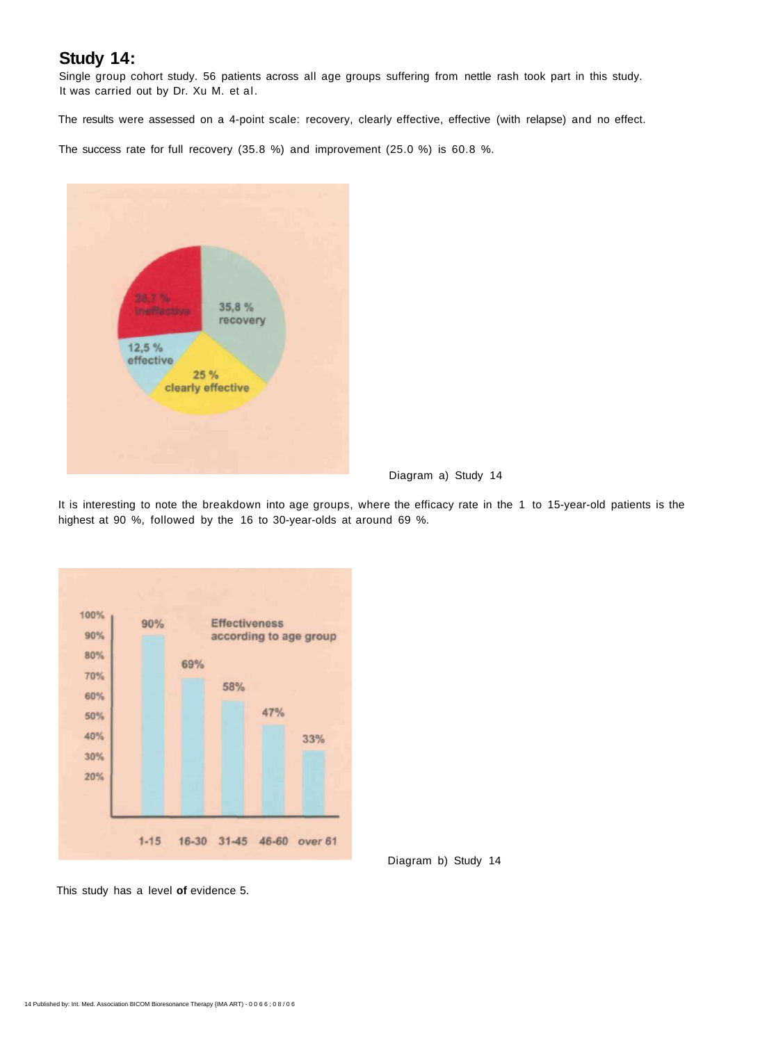## Study 14:

Single group cohort study. 56 patients across all age groups suffering from nettle rash took part in this study. It was carried out by Dr. Xu M. et al.

The results were assessed on a 4-point scale: recovery, clearly effective, effective (with relapse) and no effect.

The success rate for full recovery (35.8 %) and improvement (25.0 %) is 60.8 %.

Diagram a) Study 14

It is interesting to note the breakdown into age groups, where the efficacy rate in the 1 to 15-year-old patients is the highest at 90 %, followed by the 16 to 30-year-olds at around 69 %.

Diagram b) Study 14

This study has a level **of** evidence 5.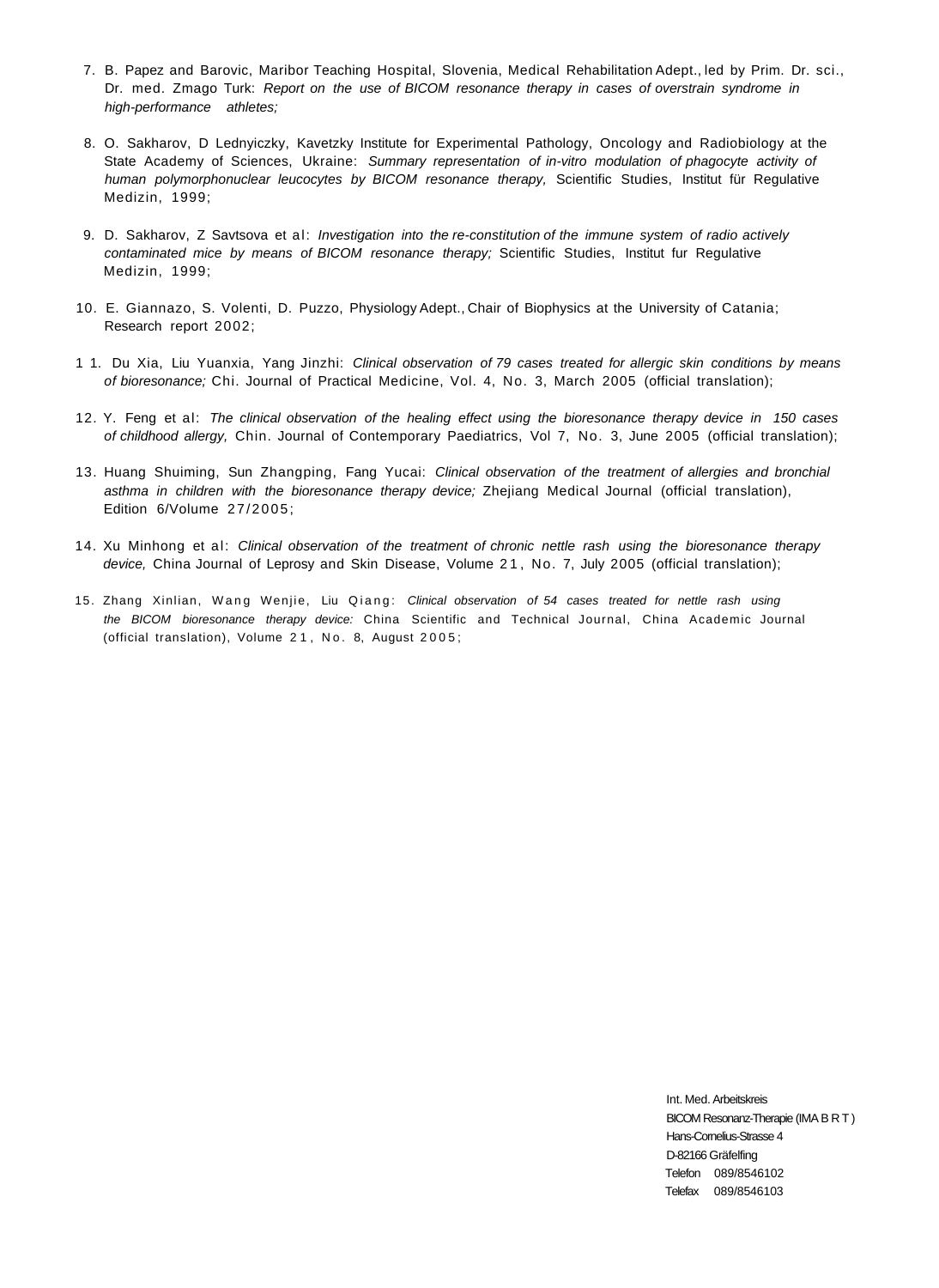7. B. Papez and Barovic, Maribor Teaching Hospital, Slovenia, Medical Rehabilitation Adept., led by Prim. Dr. sci., Dr. med. Zmago Turk: *Report on the use of BICOM resonance therapy in cases of overstrain syndrome in high-performance athletes;*

8. O. Sakharov, D Lednyiczky, Kavetzky Institute for Experimental Pathology, Oncology and Radiobiology at the State Academy of Sciences, Ukraine: *Summary representation of in-vitro modulation of phagocyte activity of human polymorphonuclear leucocytes by BICOM resonance therapy,* Scientific Studies, Institut für Regulative Medizin, 1999;

9. D. Sakharov, Z Savtsova et al: *Investigation into the re-constitution of the immune system of radio actively contaminated mice by means of BICOM resonance therapy;* Scientific Studies, Institut fur Regulative Medizin, 1999;

10. E. Giannazo, S. Volenti, D. Puzzo, Physiology Adept., Chair of Biophysics at the University of Catania; Research report 2002;

11. Du Xia, Liu Yuanxia, Yang Jinzhi: *Clinical observation of 79 cases treated for allergic skin conditions by means of bioresonance;* Chi. Journal of Practical Medicine, Vol. 4, No. 3, March 2005 (official translation);

12. Y. Feng et al: *The clinical observation of the healing effect using the bioresonance therapy device in 150 cases of childhood allergy,* Chin. Journal of Contemporary Paediatrics, Vol 7, No. 3, June 2005 (official translation);

13. Huang Shuiming, Sun Zhangping, Fang Yucai: *Clinical observation of the treatment of allergies and bronchial asthma in children with the bioresonance therapy device;* Zhejiang Medical Journal (official translation), Edition 6/Volume 27/2005;

14. Xu Minhong et al: *Clinical observation of the treatment of chronic nettle rash using the bioresonance therapy device,* China Journal of Leprosy and Skin Disease, Volume 21, No. 7, July 2005 (official translation);

15. Zhang Xinlian, Wang Wenjie, Liu Qiang: *Clinical observation of 54 cases treated for nettle rash using the BICOM bioresonance therapy device:* China Scientific and Technical Journal, China Academic Journal (official translation), Volume 21, No. 8, August 2005;

Int. Med. Arbeitskreis
BICOM Resonanz-Therapie (IMA B R T )
Hans-Cornelius-Strasse 4
D-82166 Gräfelfing
Telefon 089/8546102
Telefax 089/8546103